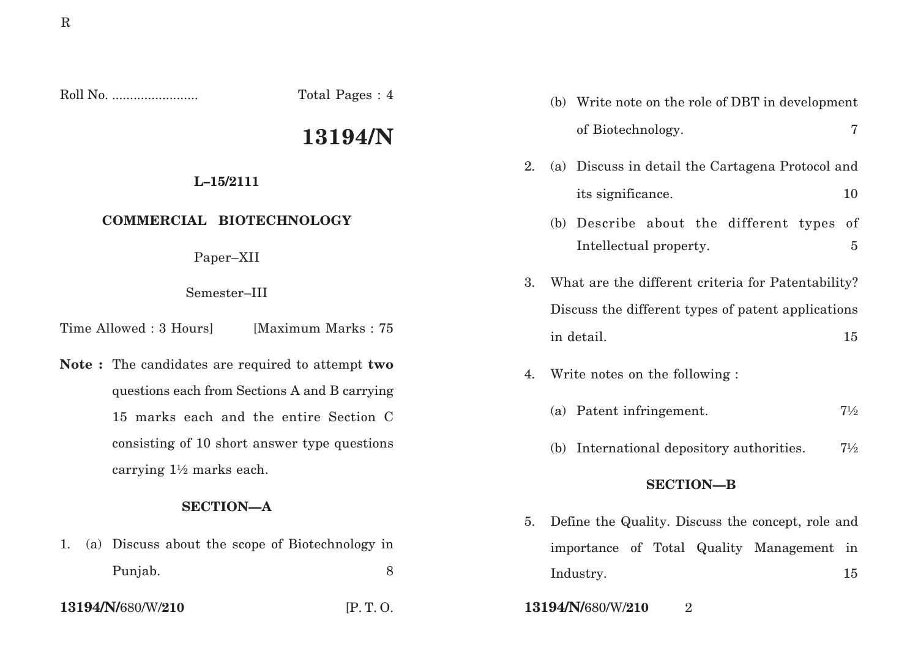Roll No. ........................ Total Pages : 4

# 13194/N

**L–15/2111**

**COMMERCIAL BIOTECHNOLOGY**

Paper–XII

Semester–III

Time Allowed : 3 Hours] [Maximum Marks : 75

**Note :** The candidates are required to attempt **two** questions each from Sections A and B carrying 15 marks each and the entire Section C consisting of 10 short answer type questions carrying 1½ marks each.

## SECTION—A

1. (a) Discuss about the scope of Biotechnology in Punjab. 8

   (b) Write note on the role of DBT in development of Biotechnology. 7

2. (a) Discuss in detail the Cartagena Protocol and its significance. 10

   (b) Describe about the different types of Intellectual property. 5

3. What are the different criteria for Patentability? Discuss the different types of patent applications in detail. 15

4. Write notes on the following :

   (a) Patent infringement. 7½

   (b) International depository authorities. 7½

## SECTION—B

5. Define the Quality. Discuss the concept, role and importance of Total Quality Management in Industry. 15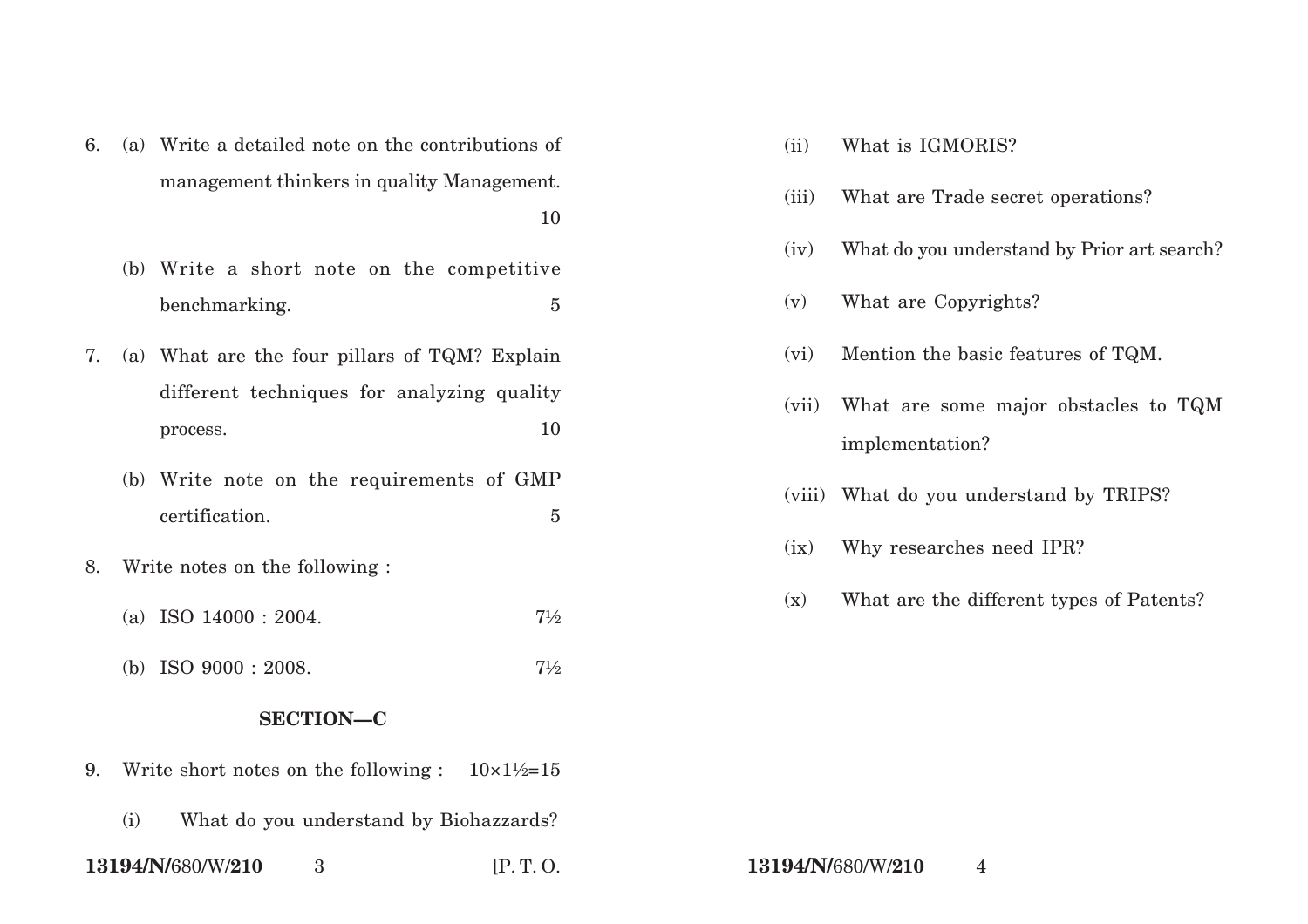6. (a) Write a detailed note on the contributions of management thinkers in quality Management. 10

   (b) Write a short note on the competitive benchmarking. 5

7. (a) What are the four pillars of TQM? Explain different techniques for analyzing quality process. 10

   (b) Write note on the requirements of GMP certification. 5

8. Write notes on the following :

   (a) ISO 14000 : 2004. 7½

   (b) ISO 9000 : 2008. 7½

## SECTION—C

9. Write short notes on the following : 10×1½=15

   (i) What do you understand by Biohazzards?

   (ii) What is IGMORIS?

   (iii) What are Trade secret operations?

   (iv) What do you understand by Prior art search?

   (v) What are Copyrights?

   (vi) Mention the basic features of TQM.

   (vii) What are some major obstacles to TQM implementation?

   (viii) What do you understand by TRIPS?

   (ix) Why researches need IPR?

   (x) What are the different types of Patents?